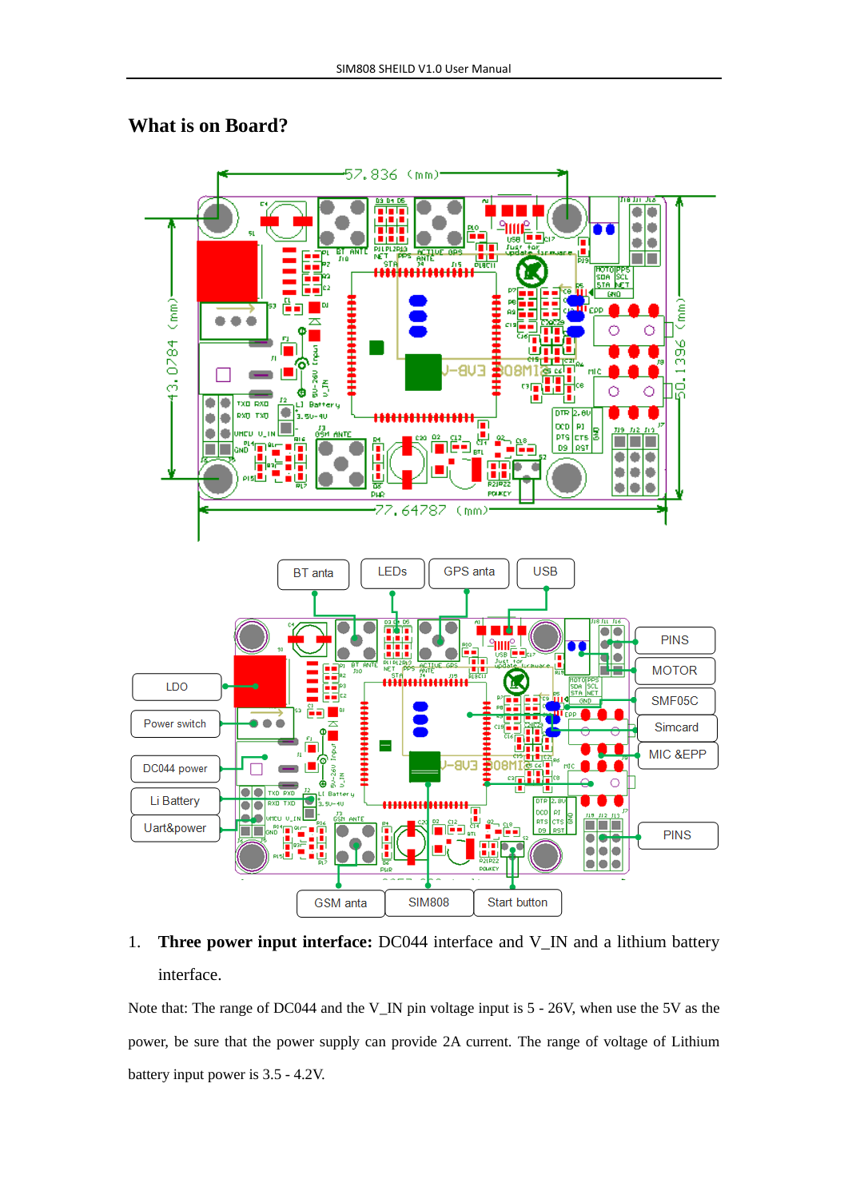# What is on Board?

1. **Three power input interface:** DC044 interface and V_IN and a lithium battery interface.

Note that: The range of DC044 and the V_IN pin voltage input is 5 - 26V, when use the 5V as the power, be sure that the power supply can provide 2A current. The range of voltage of Lithium battery input power is 3.5 - 4.2V.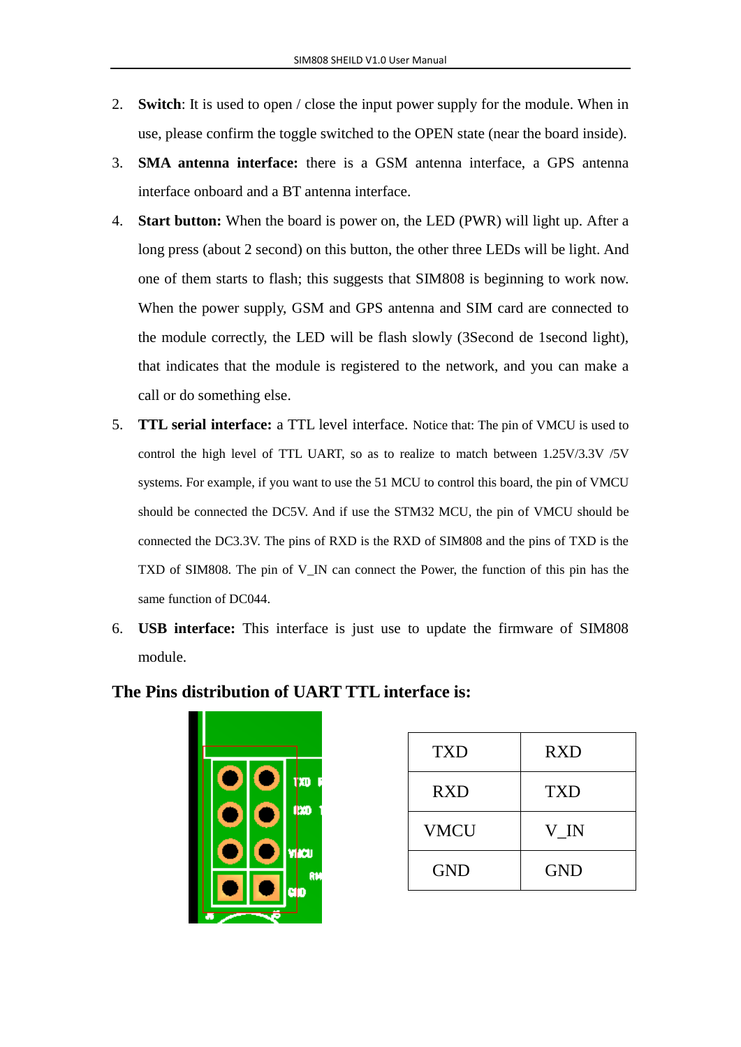2. **Switch**: It is used to open / close the input power supply for the module. When in use, please confirm the toggle switched to the OPEN state (near the board inside).
3. **SMA antenna interface:** there is a GSM antenna interface, a GPS antenna interface onboard and a BT antenna interface.
4. **Start button:** When the board is power on, the LED (PWR) will light up. After a long press (about 2 second) on this button, the other three LEDs will be light. And one of them starts to flash; this suggests that SIM808 is beginning to work now. When the power supply, GSM and GPS antenna and SIM card are connected to the module correctly, the LED will be flash slowly (3Second de 1second light), that indicates that the module is registered to the network, and you can make a call or do something else.
5. **TTL serial interface:** a TTL level interface. Notice that: The pin of VMCU is used to control the high level of TTL UART, so as to realize to match between 1.25V/3.3V /5V systems. For example, if you want to use the 51 MCU to control this board, the pin of VMCU should be connected the DC5V. And if use the STM32 MCU, the pin of VMCU should be connected the DC3.3V. The pins of RXD is the RXD of SIM808 and the pins of TXD is the TXD of SIM808. The pin of V_IN can connect the Power, the function of this pin has the same function of DC044.
6. **USB interface:** This interface is just use to update the firmware of SIM808 module.

## The Pins distribution of UART TTL interface is:

| TXD | RXD |
|---|---|
| RXD | TXD |
| VMCU | V_IN |
| GND | GND |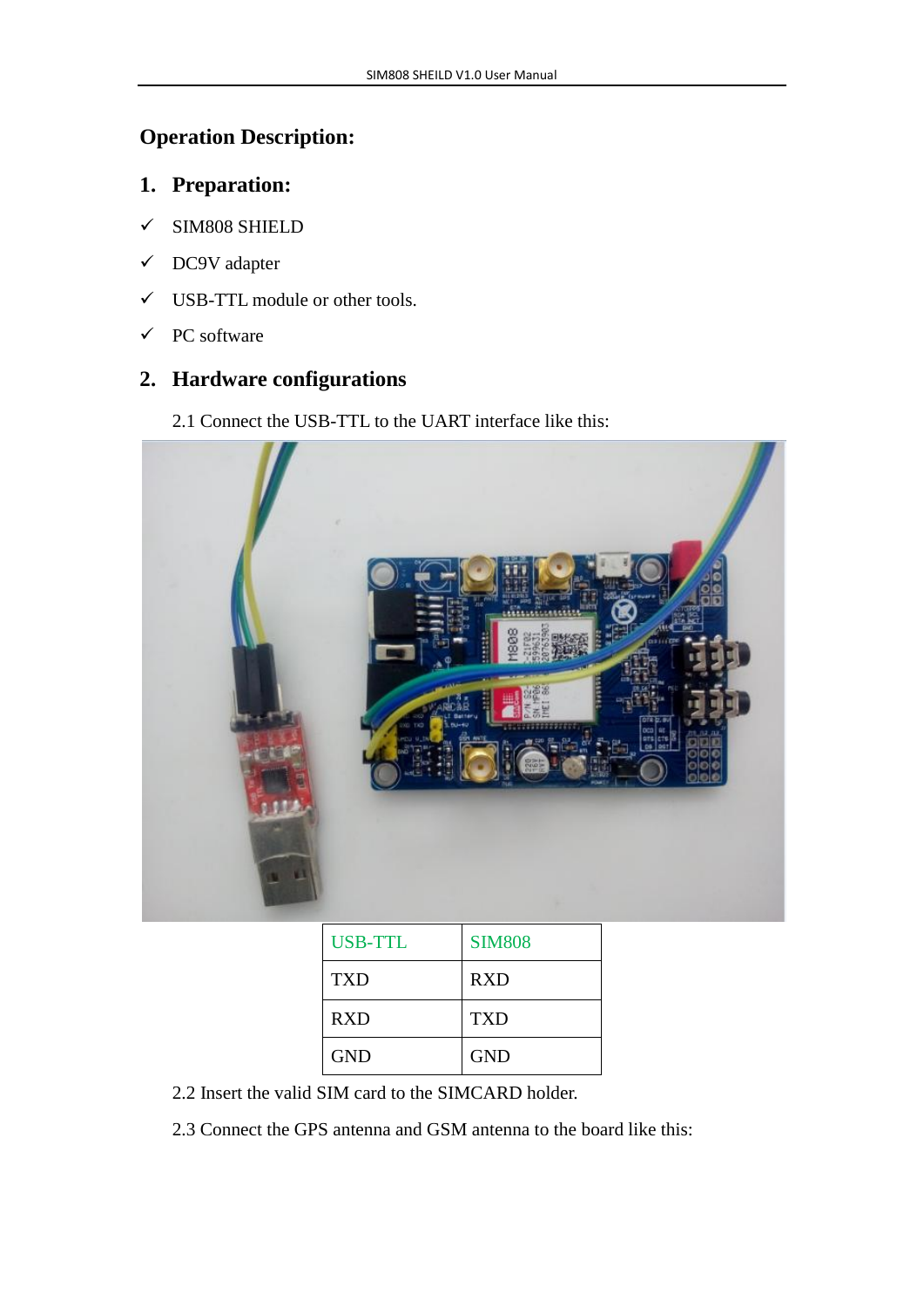## Operation Description:

### 1. Preparation:

- ✓ SIM808 SHIELD
- ✓ DC9V adapter
- ✓ USB-TTL module or other tools.
- ✓ PC software

### 2. Hardware configurations

2.1 Connect the USB-TTL to the UART interface like this:

| USB-TTL | SIM808 |
|---|---|
| TXD | RXD |
| RXD | TXD |
| GND | GND |

2.2 Insert the valid SIM card to the SIMCARD holder.

2.3 Connect the GPS antenna and GSM antenna to the board like this: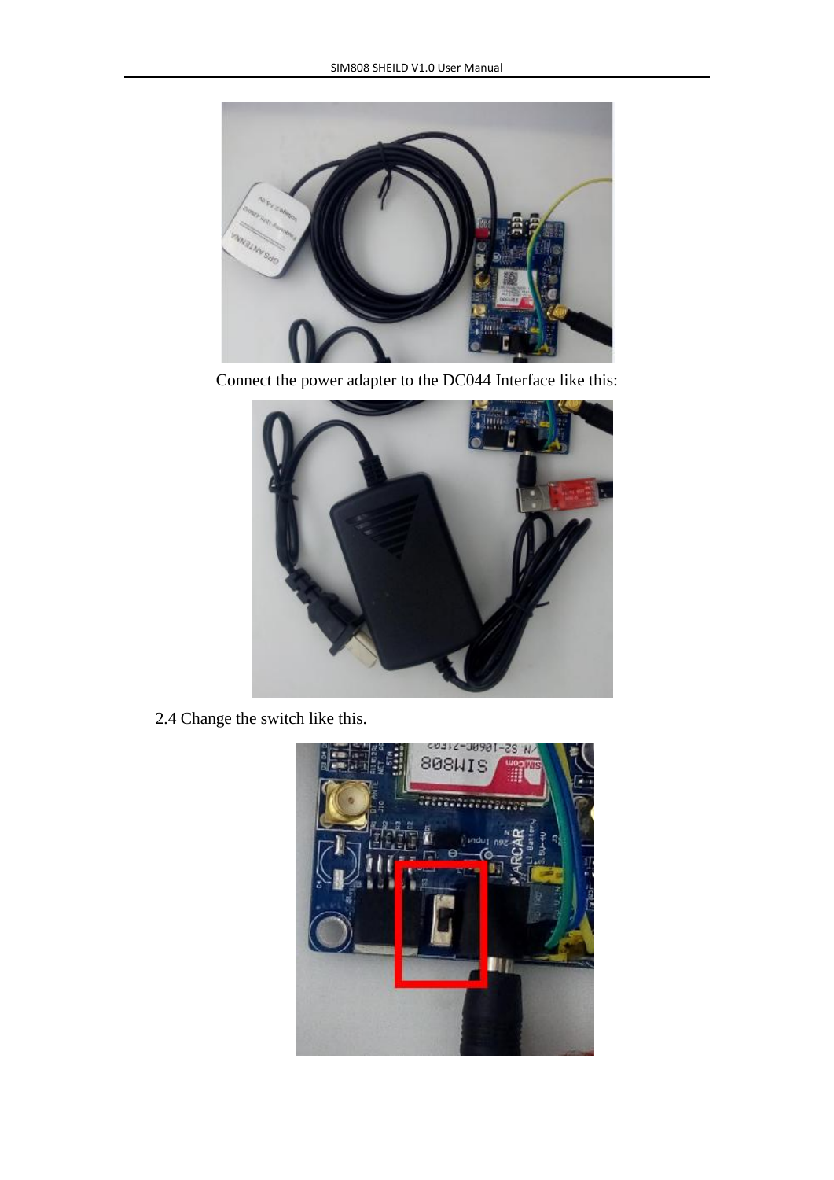Connect the power adapter to the DC044 Interface like this:

2.4 Change the switch like this.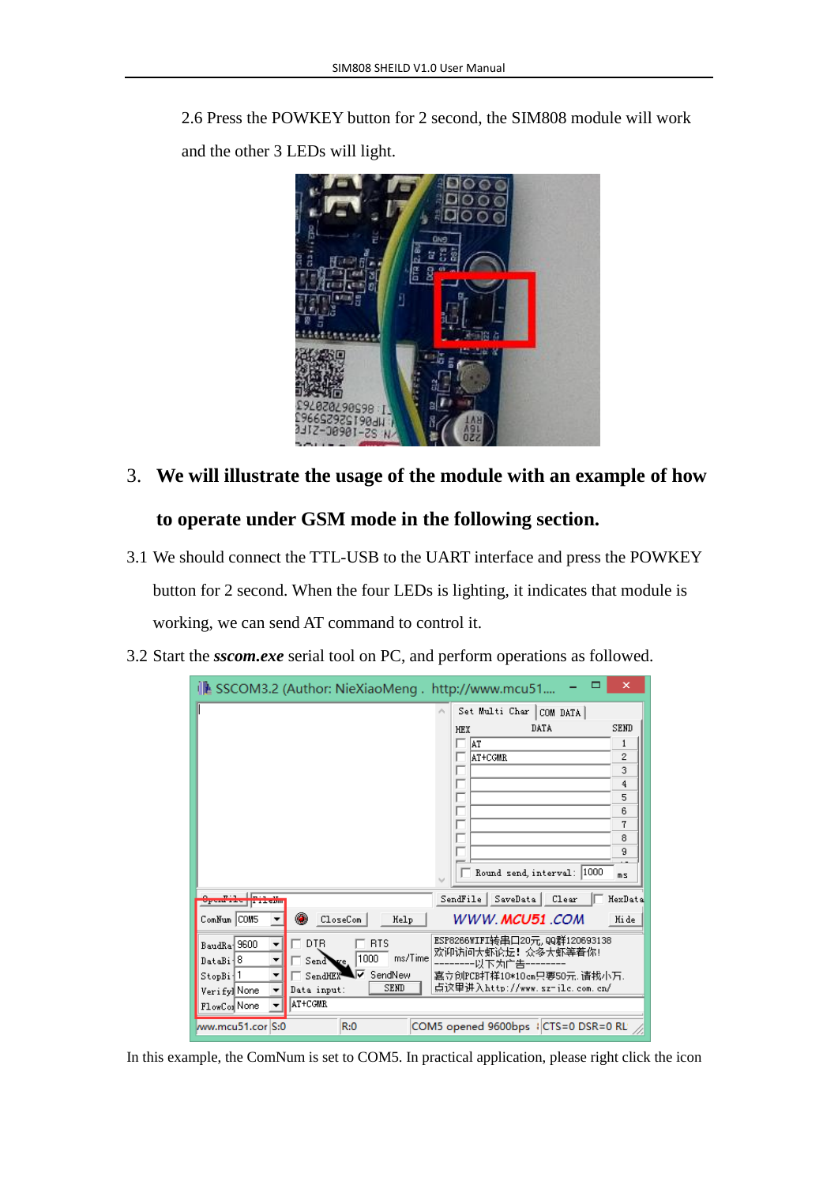2.6 Press the POWKEY button for 2 second, the SIM808 module will work and the other 3 LEDs will light.

3. **We will illustrate the usage of the module with an example of how to operate under GSM mode in the following section.**

3.1 We should connect the TTL-USB to the UART interface and press the POWKEY button for 2 second. When the four LEDs is lighting, it indicates that module is working, we can send AT command to control it.

3.2 Start the ***sscom.exe*** serial tool on PC, and perform operations as followed.

In this example, the ComNum is set to COM5. In practical application, please right click the icon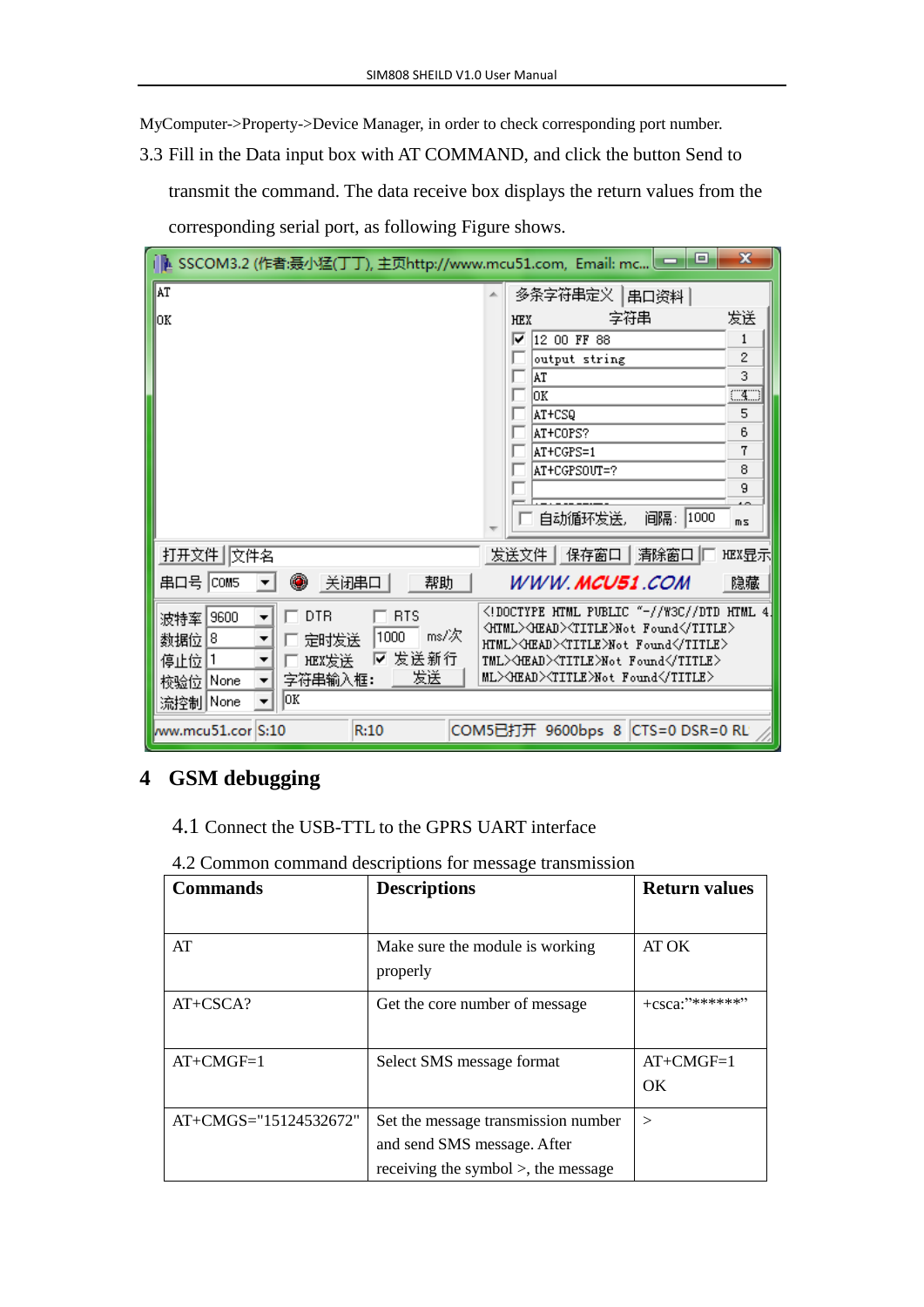MyComputer->Property->Device Manager, in order to check corresponding port number.

3.3 Fill in the Data input box with AT COMMAND, and click the button Send to transmit the command. The data receive box displays the return values from the corresponding serial port, as following Figure shows.

# 4 GSM debugging

## 4.1 Connect the USB-TTL to the GPRS UART interface

## 4.2 Common command descriptions for message transmission

| Commands | Descriptions | Return values |
|---|---|---|
| AT | Make sure the module is working properly | AT OK |
| AT+CSCA? | Get the core number of message | +csca:"******" |
| AT+CMGF=1 | Select SMS message format | AT+CMGF=1 OK |
| AT+CMGS="15124532672" | Set the message transmission number and send SMS message. After receiving the symbol >, the message | > |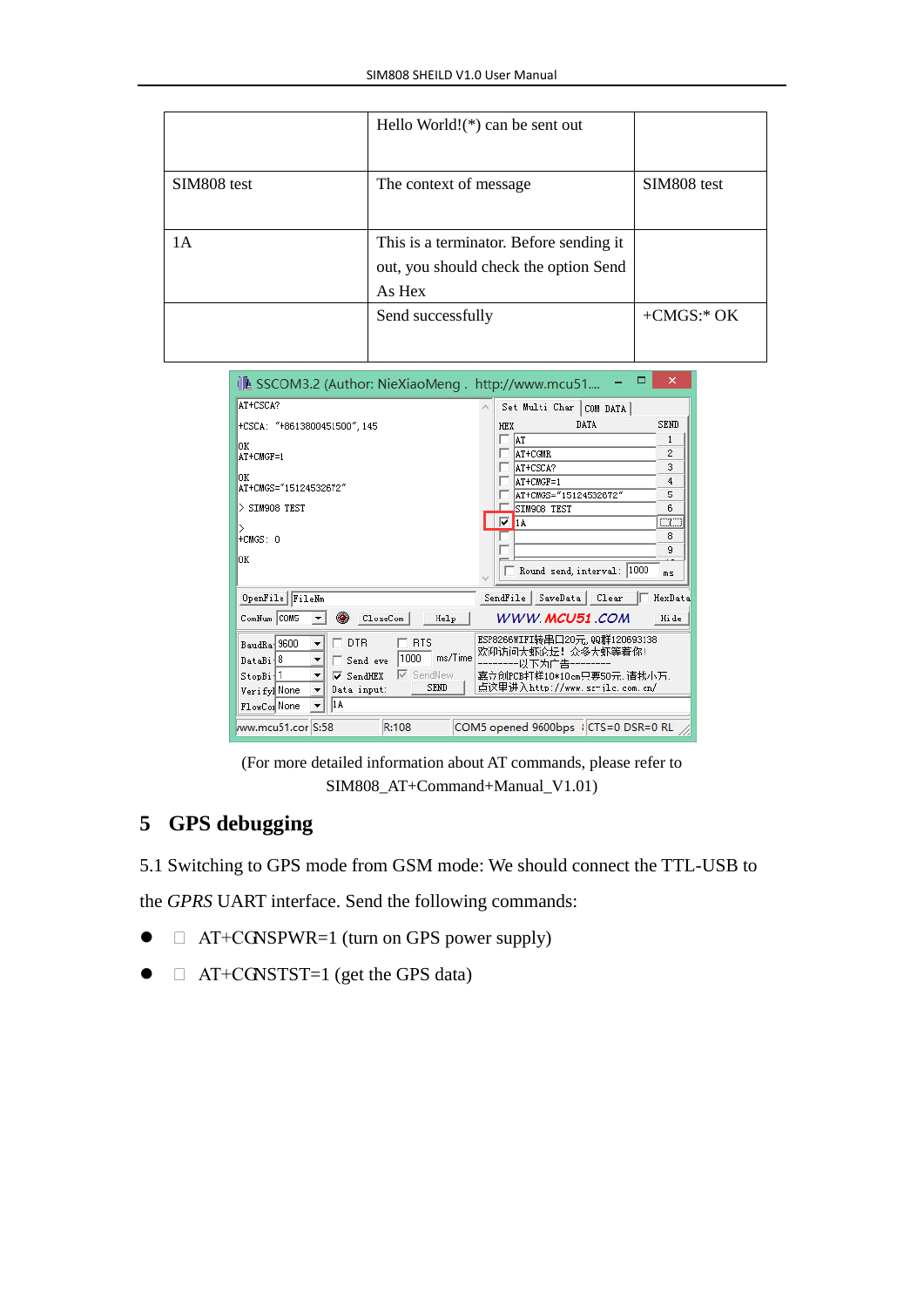|  |  |  |
|---|---|---|
|  | Hello World!(*) can be sent out |  |
| SIM808 test | The context of message | SIM808 test |
| 1A | This is a terminator. Before sending it out, you should check the option Send As Hex |  |
|  | Send successfully | +CMGS:* OK |

(For more detailed information about AT commands, please refer to SIM808_AT+Command+Manual_V1.01)

# 5 GPS debugging

5.1 Switching to GPS mode from GSM mode: We should connect the TTL-USB to the *GPRS* UART interface. Send the following commands:

- AT+CGNSPWR=1 (turn on GPS power supply)
- AT+CGNSTST=1 (get the GPS data)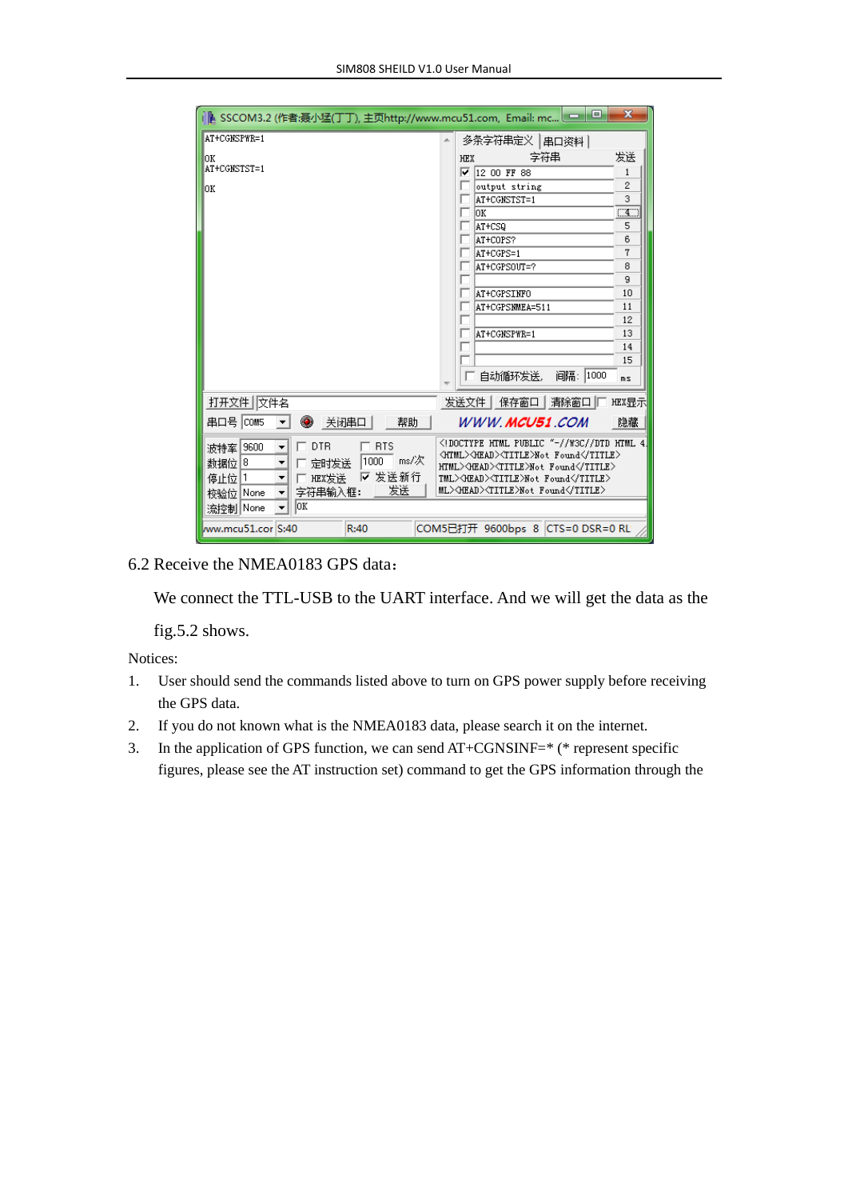6.2 Receive the NMEA0183 GPS data:

We connect the TTL-USB to the UART interface. And we will get the data as the fig.5.2 shows.

Notices:

1. User should send the commands listed above to turn on GPS power supply before receiving the GPS data.
2. If you do not known what is the NMEA0183 data, please search it on the internet.
3. In the application of GPS function, we can send AT+CGNSINF=* (* represent specific figures, please see the AT instruction set) command to get the GPS information through the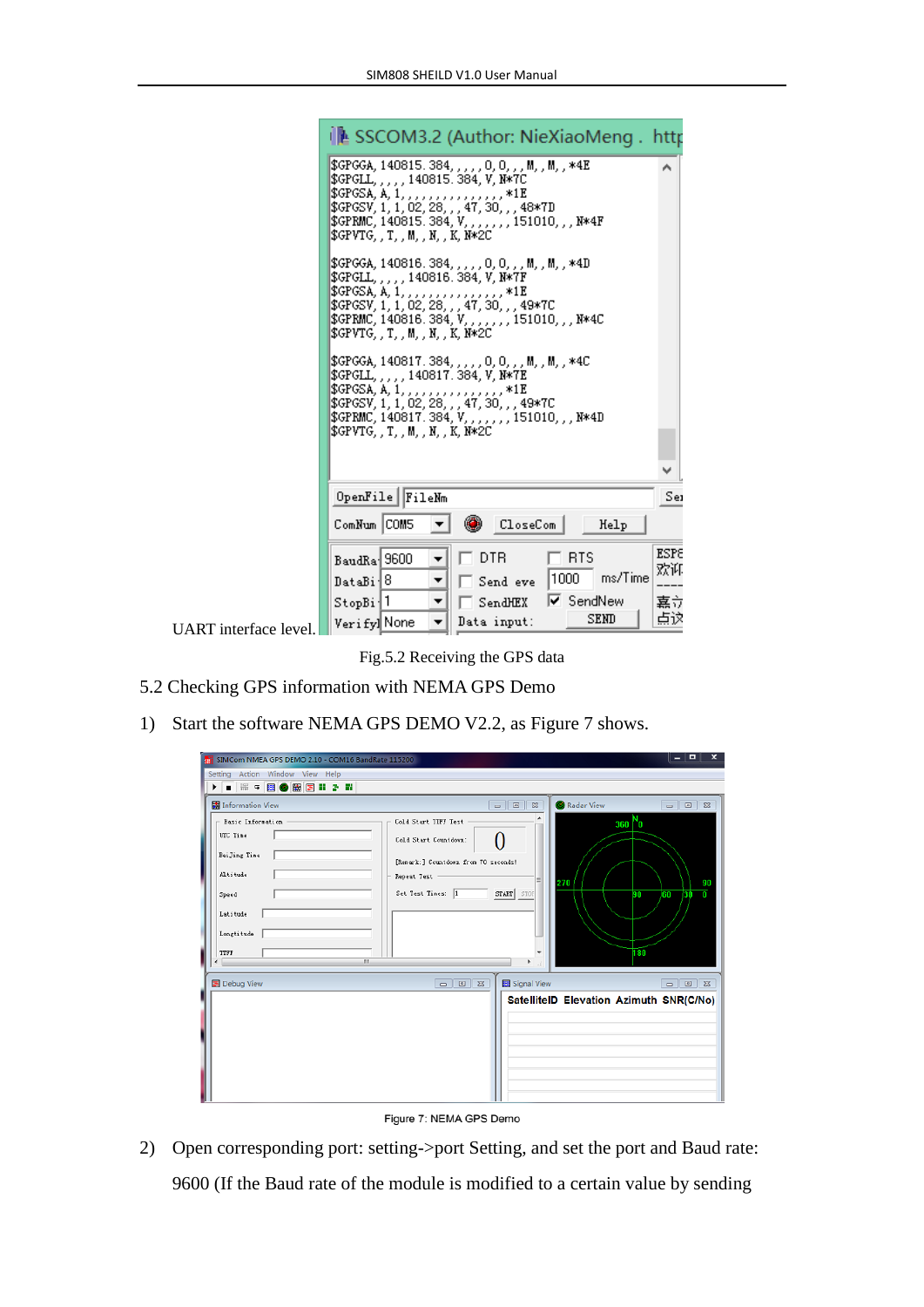UART interface level.

Fig.5.2 Receiving the GPS data

## 5.2 Checking GPS information with NEMA GPS Demo

1) Start the software NEMA GPS DEMO V2.2, as Figure 7 shows.

Figure 7: NEMA GPS Demo

2) Open corresponding port: setting->port Setting, and set the port and Baud rate: 9600 (If the Baud rate of the module is modified to a certain value by sending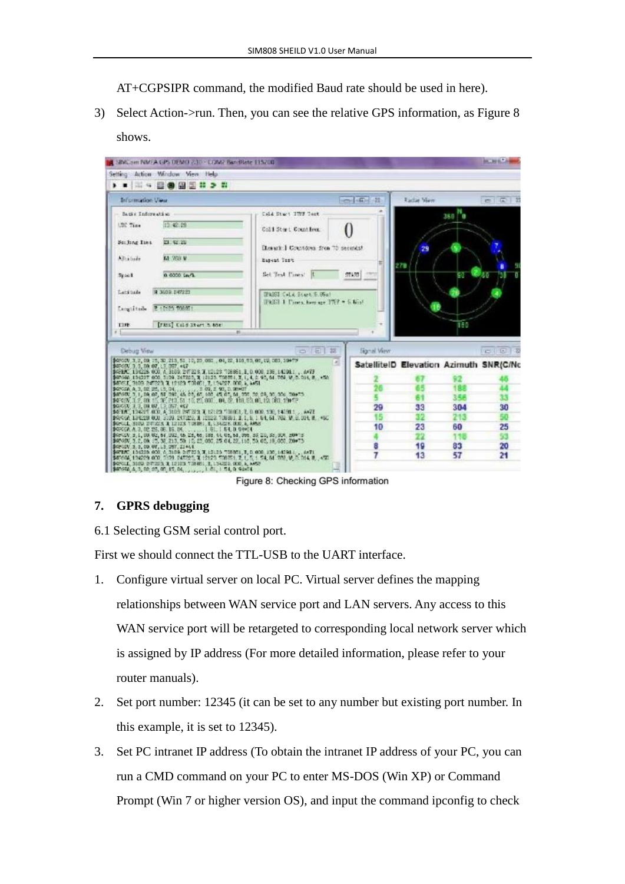AT+CGPSIPR command, the modified Baud rate should be used in here).

3) Select Action->run. Then, you can see the relative GPS information, as Figure 8 shows.

Figure 8: Checking GPS information

## 7. GPRS debugging

6.1 Selecting GSM serial control port.

First we should connect the TTL-USB to the UART interface.

1. Configure virtual server on local PC. Virtual server defines the mapping relationships between WAN service port and LAN servers. Any access to this WAN service port will be retargeted to corresponding local network server which is assigned by IP address (For more detailed information, please refer to your router manuals).
2. Set port number: 12345 (it can be set to any number but existing port number. In this example, it is set to 12345).
3. Set PC intranet IP address (To obtain the intranet IP address of your PC, you can run a CMD command on your PC to enter MS-DOS (Win XP) or Command Prompt (Win 7 or higher version OS), and input the command ipconfig to check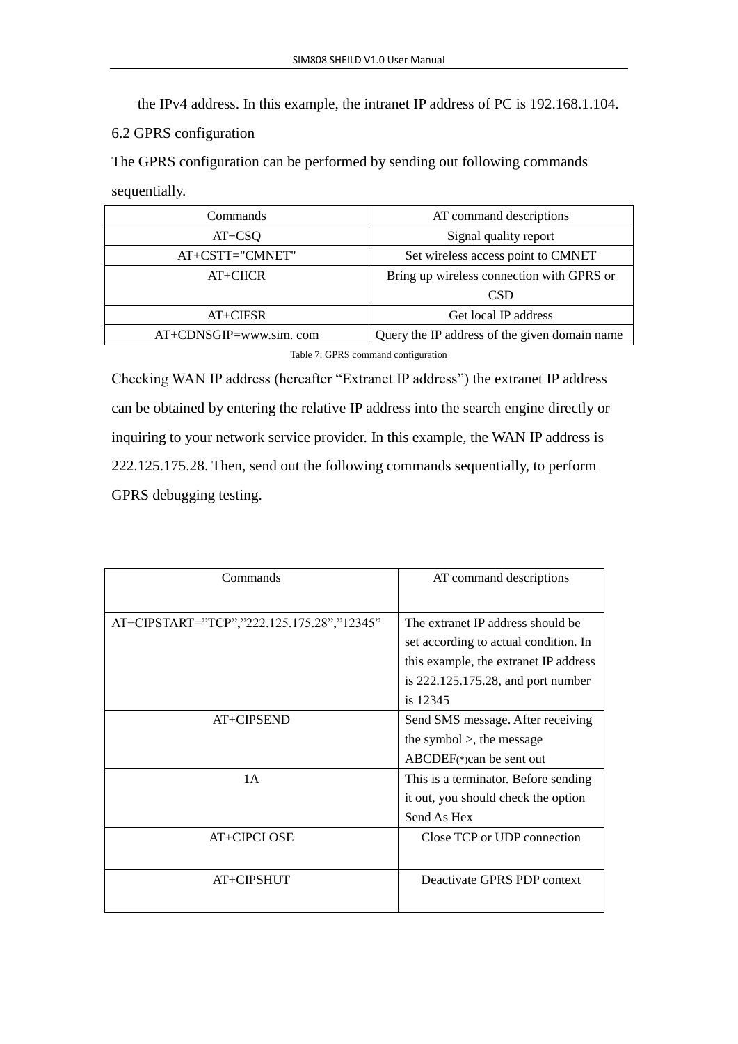the IPv4 address. In this example, the intranet IP address of PC is 192.168.1.104.

6.2 GPRS configuration

The GPRS configuration can be performed by sending out following commands sequentially.

| Commands | AT command descriptions |
|---|---|
| AT+CSQ | Signal quality report |
| AT+CSTT="CMNET" | Set wireless access point to CMNET |
| AT+CIICR | Bring up wireless connection with GPRS or CSD |
| AT+CIFSR | Get local IP address |
| AT+CDNSGIP=www.sim. com | Query the IP address of the given domain name |

Table 7: GPRS command configuration

Checking WAN IP address (hereafter "Extranet IP address") the extranet IP address can be obtained by entering the relative IP address into the search engine directly or inquiring to your network service provider. In this example, the WAN IP address is 222.125.175.28. Then, send out the following commands sequentially, to perform GPRS debugging testing.

| Commands | AT command descriptions |
|---|---|
| AT+CIPSTART="TCP","222.125.175.28","12345" | The extranet IP address should be set according to actual condition. In this example, the extranet IP address is 222.125.175.28, and port number is 12345 |
| AT+CIPSEND | Send SMS message. After receiving the symbol >, the message ABCDEF(*)can be sent out |
| 1A | This is a terminator. Before sending it out, you should check the option Send As Hex |
| AT+CIPCLOSE | Close TCP or UDP connection |
| AT+CIPSHUT | Deactivate GPRS PDP context |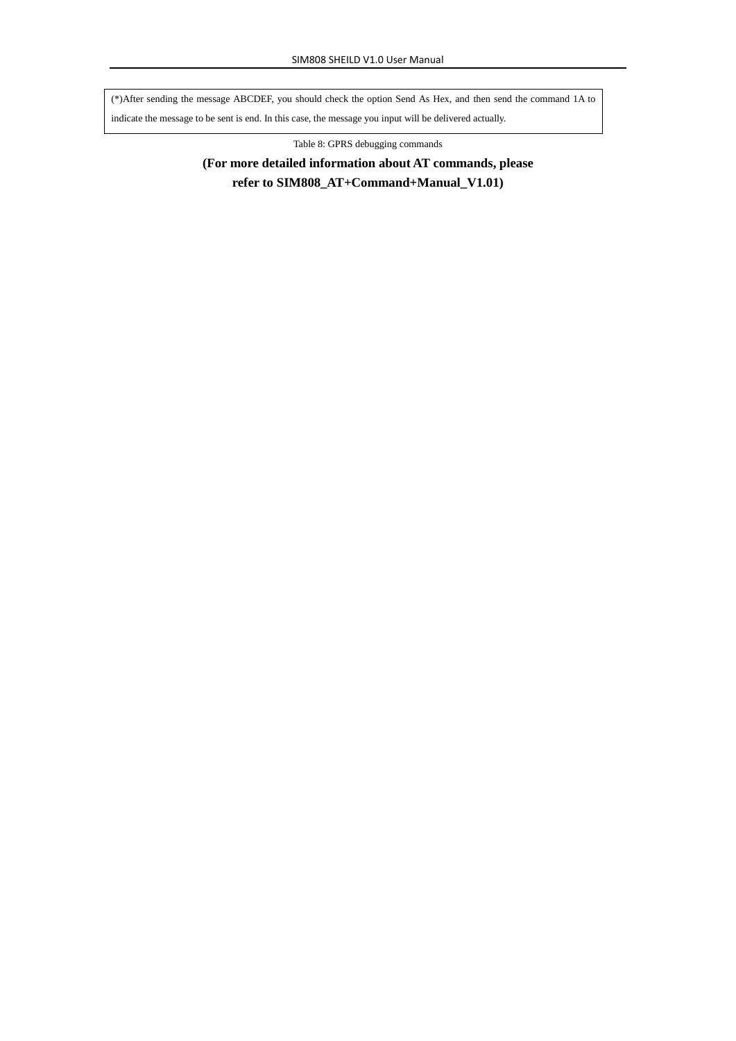| |
|---|
| (*)After sending the message ABCDEF, you should check the option Send As Hex, and then send the command 1A to indicate the message to be sent is end. In this case, the message you input will be delivered actually. |

Table 8: GPRS debugging commands

**(For more detailed information about AT commands, please refer to SIM808_AT+Command+Manual_V1.01)**